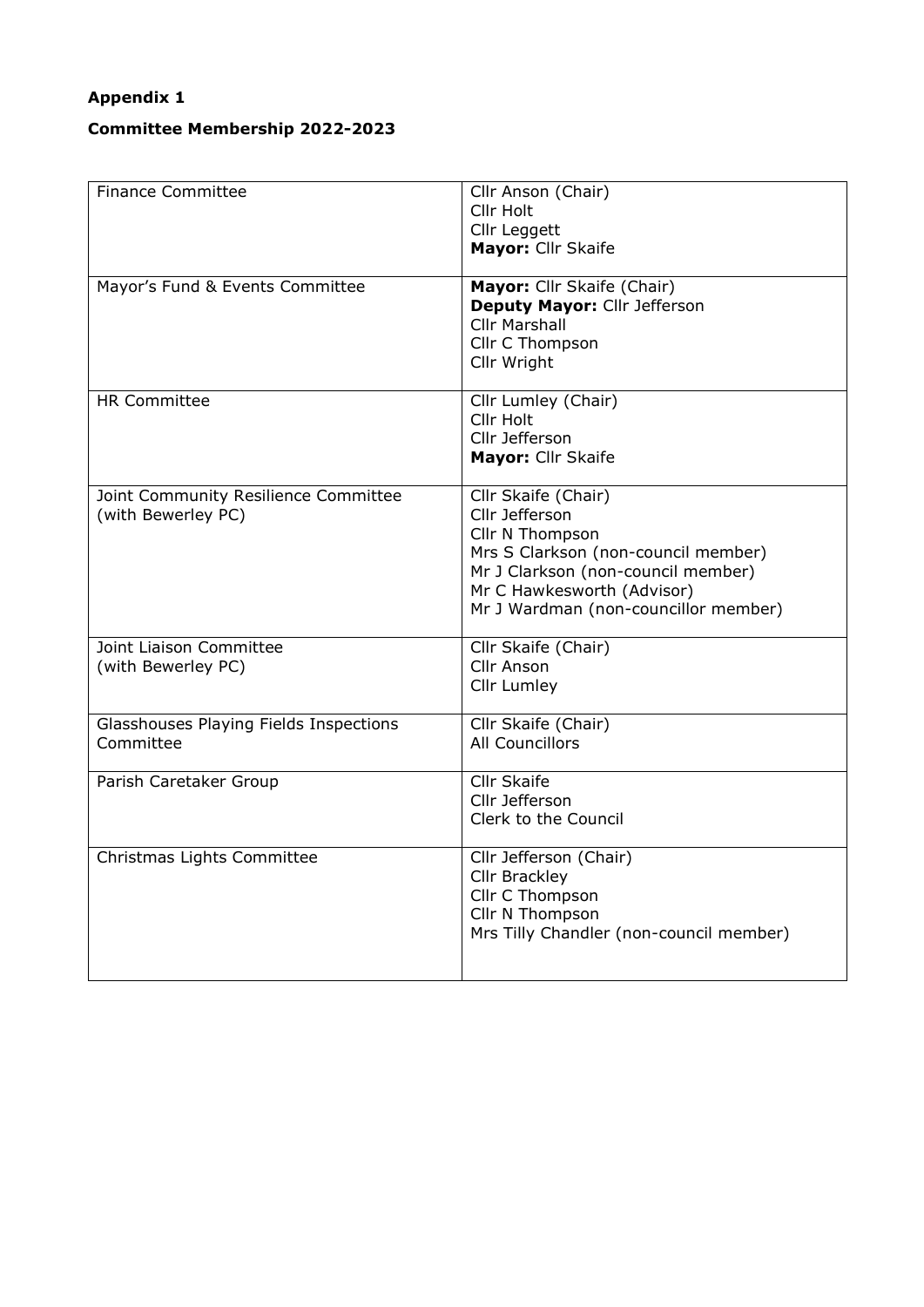**Appendix 1**

**Committee Membership 2022-2023**

| Committee | Members |
|---|---|
| Finance Committee | Cllr Anson (Chair)<br>Cllr Holt<br>Cllr Leggett<br>**Mayor:** Cllr Skaife |
| Mayor's Fund & Events Committee | **Mayor:** Cllr Skaife (Chair)<br>**Deputy Mayor:** Cllr Jefferson<br>Cllr Marshall<br>Cllr C Thompson<br>Cllr Wright |
| HR Committee | Cllr Lumley (Chair)<br>Cllr Holt<br>Cllr Jefferson<br>**Mayor:** Cllr Skaife |
| Joint Community Resilience Committee (with Bewerley PC) | Cllr Skaife (Chair)<br>Cllr Jefferson<br>Cllr N Thompson<br>Mrs S Clarkson (non-council member)<br>Mr J Clarkson (non-council member)<br>Mr C Hawkesworth (Advisor)<br>Mr J Wardman (non-councillor member) |
| Joint Liaison Committee (with Bewerley PC) | Cllr Skaife (Chair)<br>Cllr Anson<br>Cllr Lumley |
| Glasshouses Playing Fields Inspections Committee | Cllr Skaife (Chair)<br>All Councillors |
| Parish Caretaker Group | Cllr Skaife<br>Cllr Jefferson<br>Clerk to the Council |
| Christmas Lights Committee | Cllr Jefferson (Chair)<br>Cllr Brackley<br>Cllr C Thompson<br>Cllr N Thompson<br>Mrs Tilly Chandler (non-council member) |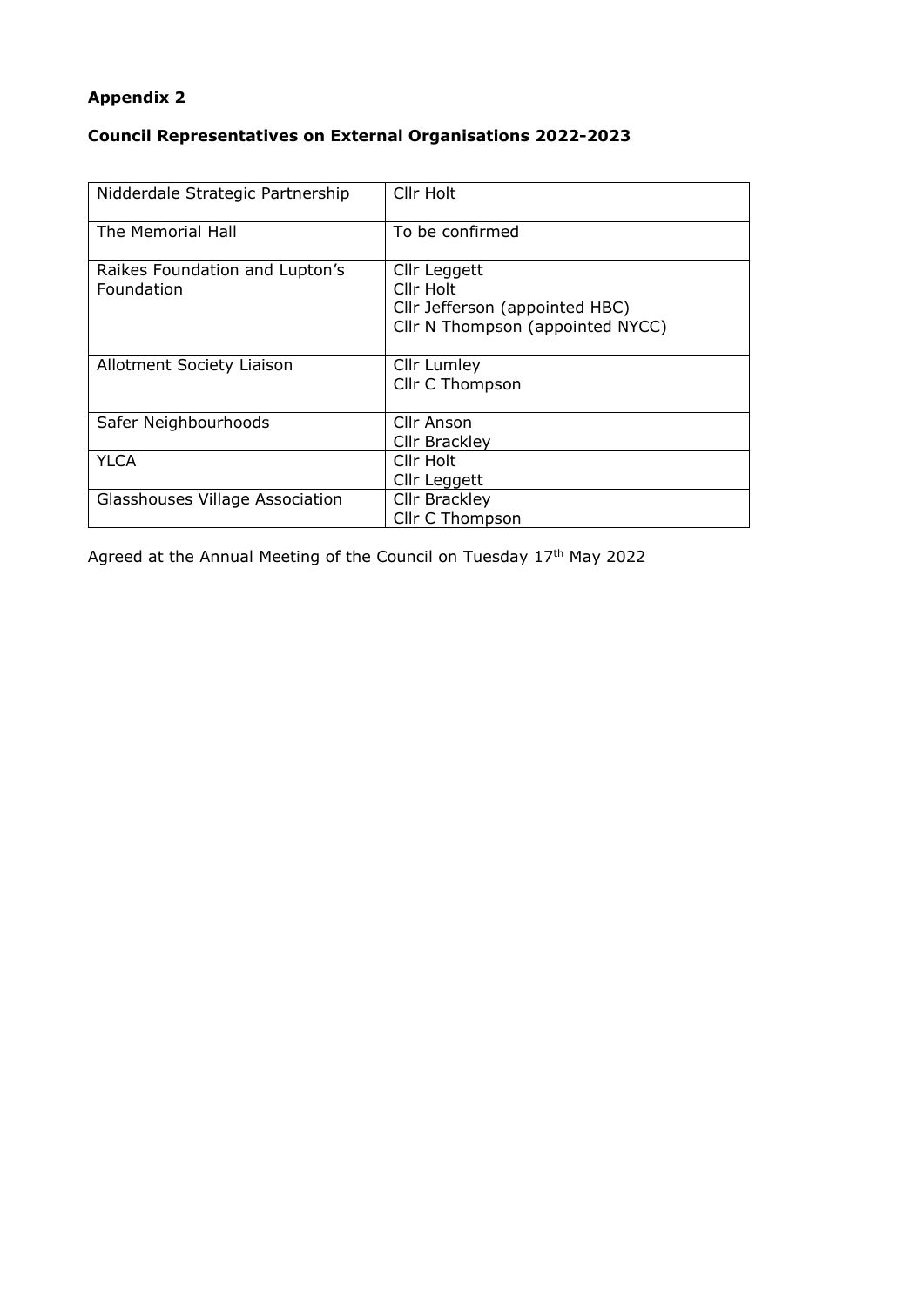**Appendix 2**

**Council Representatives on External Organisations 2022-2023**

| | |
|---|---|
| Nidderdale Strategic Partnership | Cllr Holt |
| The Memorial Hall | To be confirmed |
| Raikes Foundation and Lupton's Foundation | Cllr Leggett<br>Cllr Holt<br>Cllr Jefferson (appointed HBC)<br>Cllr N Thompson (appointed NYCC) |
| Allotment Society Liaison | Cllr Lumley<br>Cllr C Thompson |
| Safer Neighbourhoods | Cllr Anson<br>Cllr Brackley |
| YLCA | Cllr Holt<br>Cllr Leggett |
| Glasshouses Village Association | Cllr Brackley<br>Cllr C Thompson |

Agreed at the Annual Meeting of the Council on Tuesday 17th May 2022